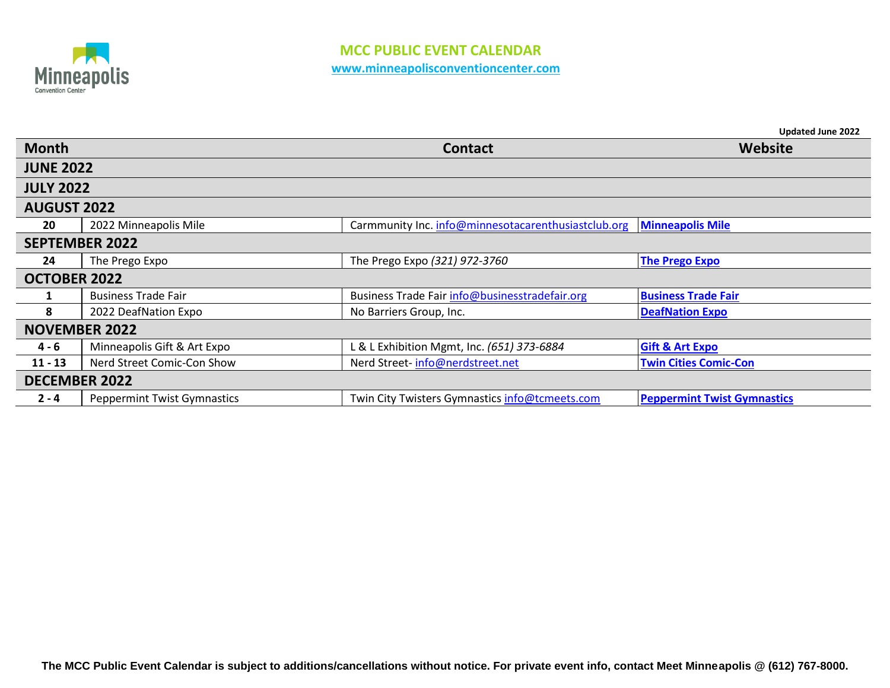# MCC PUBLIC EVENT CALENDAR

www.minneapolisconventioncenter.com

**Updated June 2022**

| Month | | Contact | Website |
|---|---|---|---|
| **JUNE 2022** | | | |
| **JULY 2022** | | | |
| **AUGUST 2022** | | | |
| **20** | 2022 Minneapolis Mile | Carmmunity Inc. info@minnesotacarenthusiastclub.org | **Minneapolis Mile** |
| **SEPTEMBER 2022** | | | |
| **24** | The Prego Expo | The Prego Expo *(321) 972-3760* | **The Prego Expo** |
| **OCTOBER 2022** | | | |
| **1** | Business Trade Fair | Business Trade Fair info@businesstradefair.org | **Business Trade Fair** |
| **8** | 2022 DeafNation Expo | No Barriers Group, Inc. | **DeafNation Expo** |
| **NOVEMBER 2022** | | | |
| **4 - 6** | Minneapolis Gift & Art Expo | L & L Exhibition Mgmt, Inc. *(651) 373-6884* | **Gift & Art Expo** |
| **11 - 13** | Nerd Street Comic-Con Show | Nerd Street- info@nerdstreet.net | **Twin Cities Comic-Con** |
| **DECEMBER 2022** | | | |
| **2 - 4** | Peppermint Twist Gymnastics | Twin City Twisters Gymnastics info@tcmeets.com | **Peppermint Twist Gymnastics** |

**The MCC Public Event Calendar is subject to additions/cancellations without notice. For private event info, contact Meet Minneapolis @ (612) 767-8000.**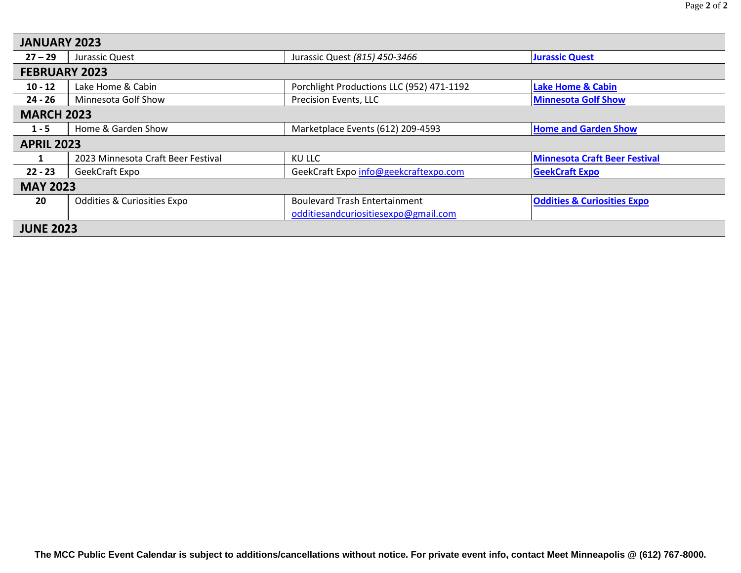| | | | |
|---|---|---|---|
| **JANUARY 2023** | | | |
| **27 – 29** | Jurassic Quest | Jurassic Quest *(815) 450-3466* | **Jurassic Quest** |
| **FEBRUARY 2023** | | | |
| **10 - 12** | Lake Home & Cabin | Porchlight Productions LLC (952) 471-1192 | **Lake Home & Cabin** |
| **24 - 26** | Minnesota Golf Show | Precision Events, LLC | **Minnesota Golf Show** |
| **MARCH 2023** | | | |
| **1 - 5** | Home & Garden Show | Marketplace Events (612) 209-4593 | **Home and Garden Show** |
| **APRIL 2023** | | | |
| **1** | 2023 Minnesota Craft Beer Festival | KU LLC | **Minnesota Craft Beer Festival** |
| **22 - 23** | GeekCraft Expo | GeekCraft Expo info@geekcraftexpo.com | **GeekCraft Expo** |
| **MAY 2023** | | | |
| **20** | Oddities & Curiosities Expo | Boulevard Trash Entertainment odditiesandcuriositiesexpo@gmail.com | **Oddities & Curiosities Expo** |
| **JUNE 2023** | | | |

**The MCC Public Event Calendar is subject to additions/cancellations without notice. For private event info, contact Meet Minneapolis @ (612) 767-8000.**